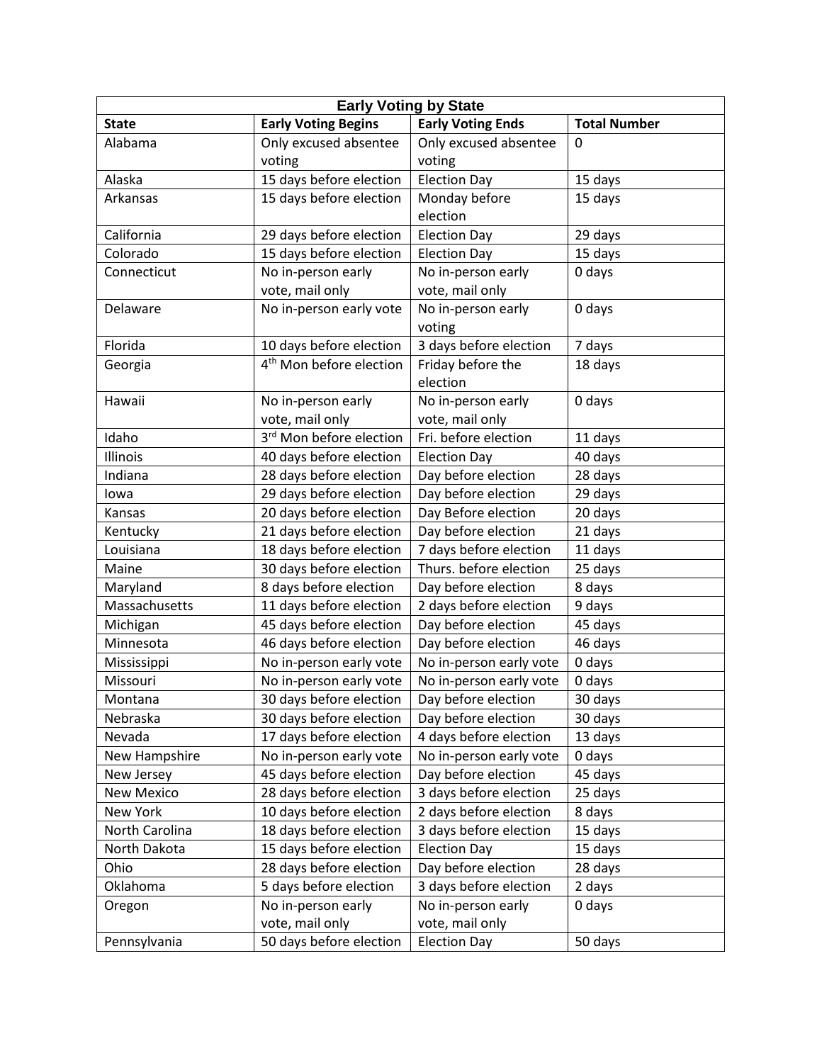| Early Voting by State | | | |
|---|---|---|---|
| **State** | **Early Voting Begins** | **Early Voting Ends** | **Total Number** |
| Alabama | Only excused absentee voting | Only excused absentee voting | 0 |
| Alaska | 15 days before election | Election Day | 15 days |
| Arkansas | 15 days before election | Monday before election | 15 days |
| California | 29 days before election | Election Day | 29 days |
| Colorado | 15 days before election | Election Day | 15 days |
| Connecticut | No in-person early vote, mail only | No in-person early vote, mail only | 0 days |
| Delaware | No in-person early vote | No in-person early voting | 0 days |
| Florida | 10 days before election | 3 days before election | 7 days |
| Georgia | 4th Mon before election | Friday before the election | 18 days |
| Hawaii | No in-person early vote, mail only | No in-person early vote, mail only | 0 days |
| Idaho | 3rd Mon before election | Fri. before election | 11 days |
| Illinois | 40 days before election | Election Day | 40 days |
| Indiana | 28 days before election | Day before election | 28 days |
| Iowa | 29 days before election | Day before election | 29 days |
| Kansas | 20 days before election | Day Before election | 20 days |
| Kentucky | 21 days before election | Day before election | 21 days |
| Louisiana | 18 days before election | 7 days before election | 11 days |
| Maine | 30 days before election | Thurs. before election | 25 days |
| Maryland | 8 days before election | Day before election | 8 days |
| Massachusetts | 11 days before election | 2 days before election | 9 days |
| Michigan | 45 days before election | Day before election | 45 days |
| Minnesota | 46 days before election | Day before election | 46 days |
| Mississippi | No in-person early vote | No in-person early vote | 0 days |
| Missouri | No in-person early vote | No in-person early vote | 0 days |
| Montana | 30 days before election | Day before election | 30 days |
| Nebraska | 30 days before election | Day before election | 30 days |
| Nevada | 17 days before election | 4 days before election | 13 days |
| New Hampshire | No in-person early vote | No in-person early vote | 0 days |
| New Jersey | 45 days before election | Day before election | 45 days |
| New Mexico | 28 days before election | 3 days before election | 25 days |
| New York | 10 days before election | 2 days before election | 8 days |
| North Carolina | 18 days before election | 3 days before election | 15 days |
| North Dakota | 15 days before election | Election Day | 15 days |
| Ohio | 28 days before election | Day before election | 28 days |
| Oklahoma | 5 days before election | 3 days before election | 2 days |
| Oregon | No in-person early vote, mail only | No in-person early vote, mail only | 0 days |
| Pennsylvania | 50 days before election | Election Day | 50 days |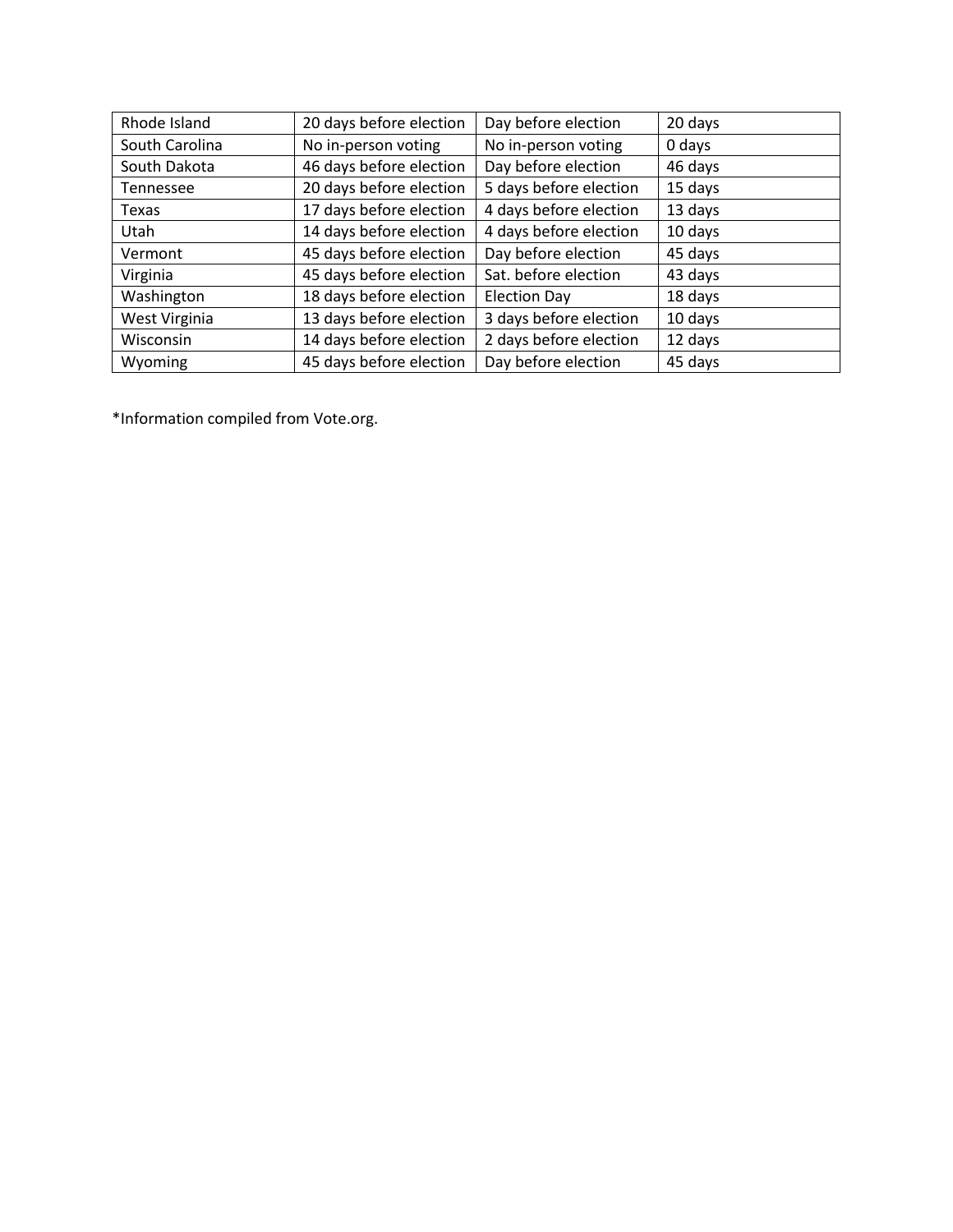| | | | |
|---|---|---|---|
| Rhode Island | 20 days before election | Day before election | 20 days |
| South Carolina | No in-person voting | No in-person voting | 0 days |
| South Dakota | 46 days before election | Day before election | 46 days |
| Tennessee | 20 days before election | 5 days before election | 15 days |
| Texas | 17 days before election | 4 days before election | 13 days |
| Utah | 14 days before election | 4 days before election | 10 days |
| Vermont | 45 days before election | Day before election | 45 days |
| Virginia | 45 days before election | Sat. before election | 43 days |
| Washington | 18 days before election | Election Day | 18 days |
| West Virginia | 13 days before election | 3 days before election | 10 days |
| Wisconsin | 14 days before election | 2 days before election | 12 days |
| Wyoming | 45 days before election | Day before election | 45 days |

*Information compiled from Vote.org.